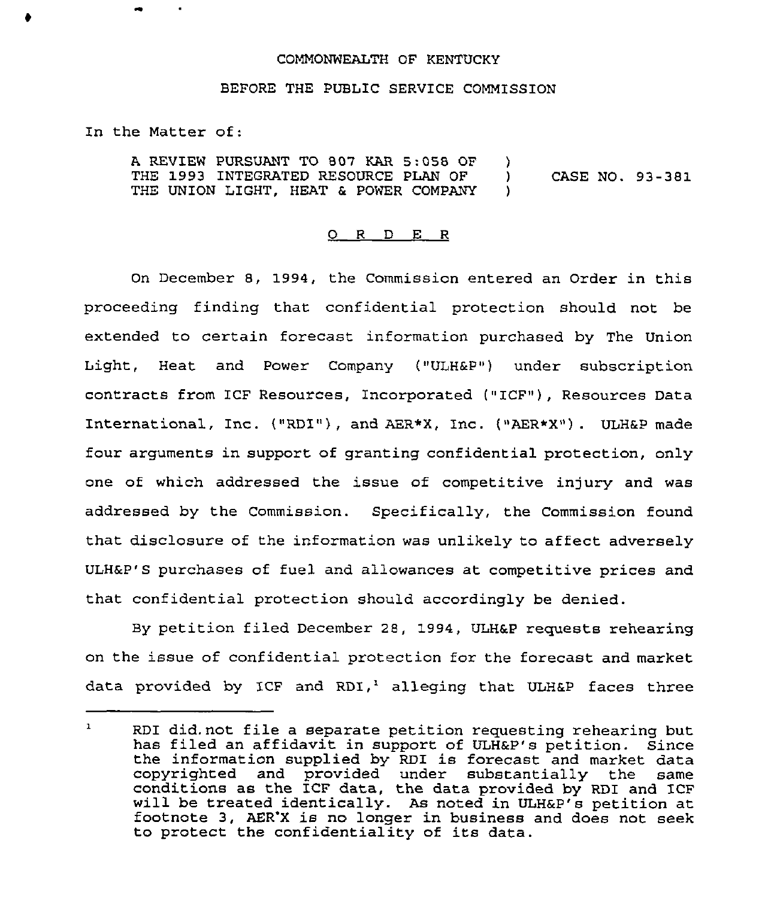COMMONWEALTH OF KENTUCKY

BEFORE THE PUBLIC SERVICE COMMISSION

In the Matter of:

A REVIEW PURSUANT TO 807 KAR 5:058 OF THE 1993 INTEGRATED RESOURCE PLAN OF THE UNION LIGHT, HEAT & POWER COMPANY ) CASE NO. 93-381

O R D E R

On December 8, 1994, the Commission entered an Order in this proceeding finding that confidential protection should not be extended to certain forecast information purchased by The Union Light, Heat and Power Company ("ULH&P") under subscription contracts from ICF Resources, Incorporated ("ICF"), Resources Data International, Inc. ("RDI"), and AER*X, Inc. ("AER*X"). ULH&P made four arguments in support of granting confidential protection, only one of which addressed the issue of competitive injury and was addressed by the Commission. Specifically, the Commission found that disclosure of the information was unlikely to affect adversely ULH&P'S purchases of fuel and allowances at competitive prices and that confidential protection should accordingly be denied.

By petition filed December 28, 1994, ULH&P requests rehearing on the issue of confidential protection for the forecast and market data provided by ICF and RDI,[1] alleging that ULH&P faces three

[1] RDI did not file a separate petition requesting rehearing but has filed an affidavit in support of ULH&P's petition. Since the information supplied by RDI is forecast and market data copyrighted and provided under substantially the same conditions as the ICF data, the data provided by RDI and ICF will be treated identically. As noted in ULH&P's petition at footnote 3, AER*X is no longer in business and does not seek to protect the confidentiality of its data.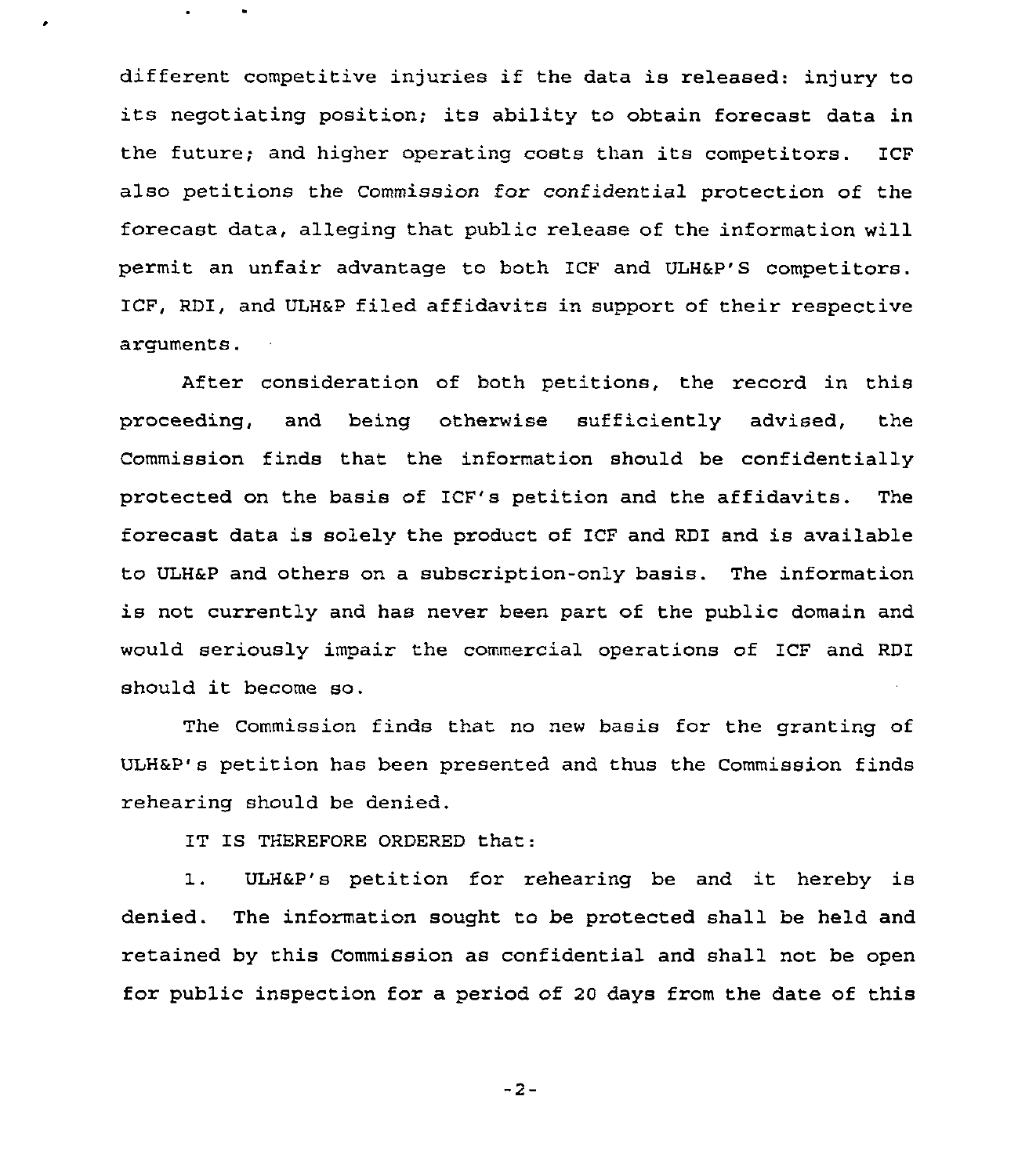different competitive injuries if the data is released: injury to its negotiating position; its ability to obtain forecast data in the future; and higher operating costs than its competitors. ICF also petitions the Commission for confidential protection of the forecast data, alleging that public release of the information will permit an unfair advantage to both ICF and ULH&P'S competitors. ICF, RDI, and ULH&P filed affidavits in support of their respective arguments.

After consideration of both petitions, the record in this proceeding, and being otherwise sufficiently advised, the Commission finds that the information should be confidentially protected on the basis of ICF's petition and the affidavits. The forecast data is solely the product of ICF and RDI and is available to ULH&P and others on a subscription-only basis. The information is not currently and has never been part of the public domain and would seriously impair the commercial operations of ICF and RDI should it become so.

The Commission finds that no new basis for the granting of ULH&P's petition has been presented and thus the Commission finds rehearing should be denied.

IT IS THEREFORE ORDERED that:

1. ULH&P's petition for rehearing be and it hereby is denied. The information sought to be protected shall be held and retained by this Commission as confidential and shall not be open for public inspection for a period of 20 days from the date of this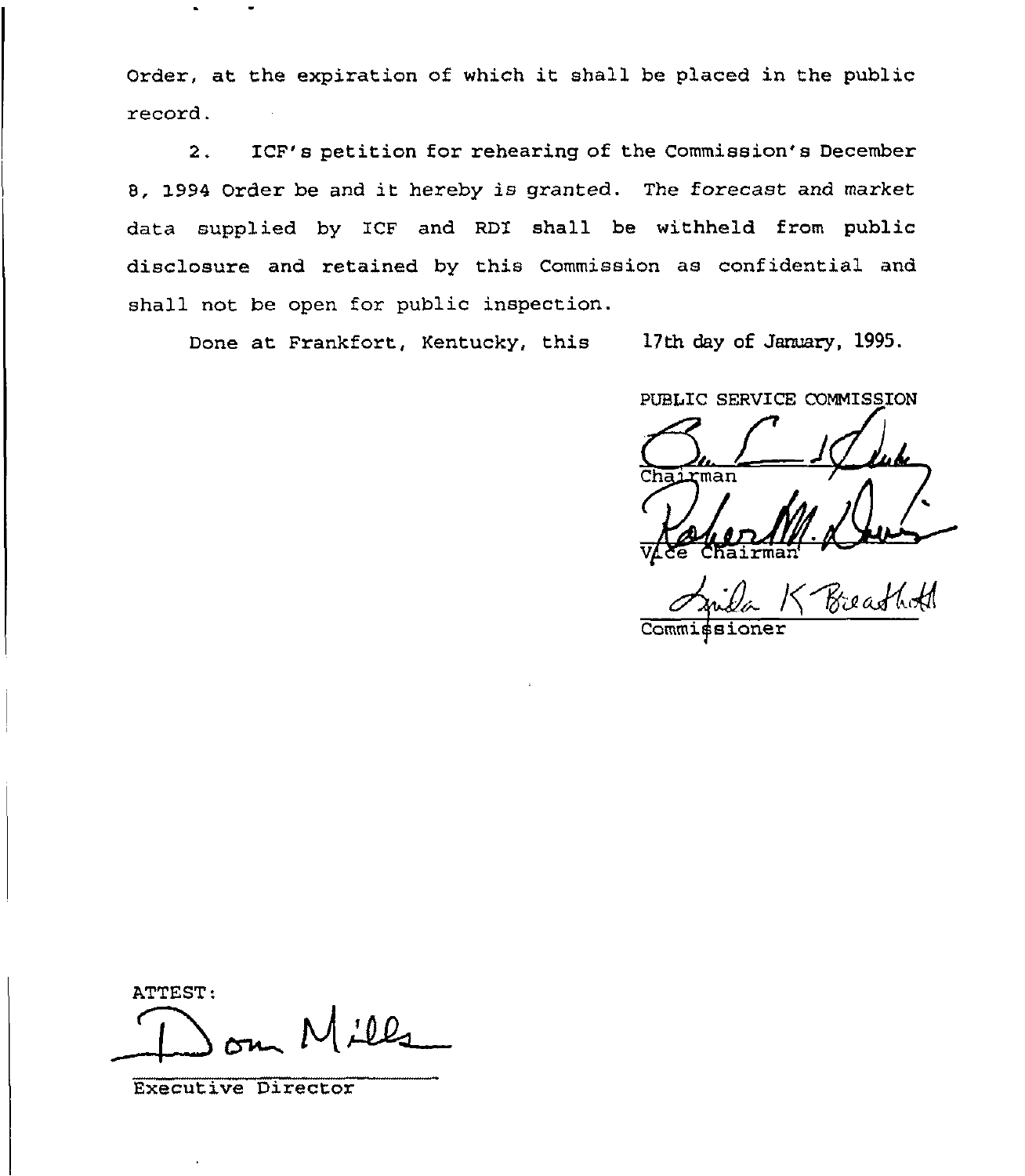Order, at the expiration of which it shall be placed in the public record.

2. ICF's petition for rehearing of the Commission's December 8, 1994 Order be and it hereby is granted. The forecast and market data supplied by ICF and RDI shall be withheld from public disclosure and retained by this Commission as confidential and shall not be open for public inspection.

Done at Frankfort, Kentucky, this 17th day of January, 1995.

PUBLIC SERVICE COMMISSION

Chairman

Vice Chairman

Commissioner

ATTEST:

Executive Director